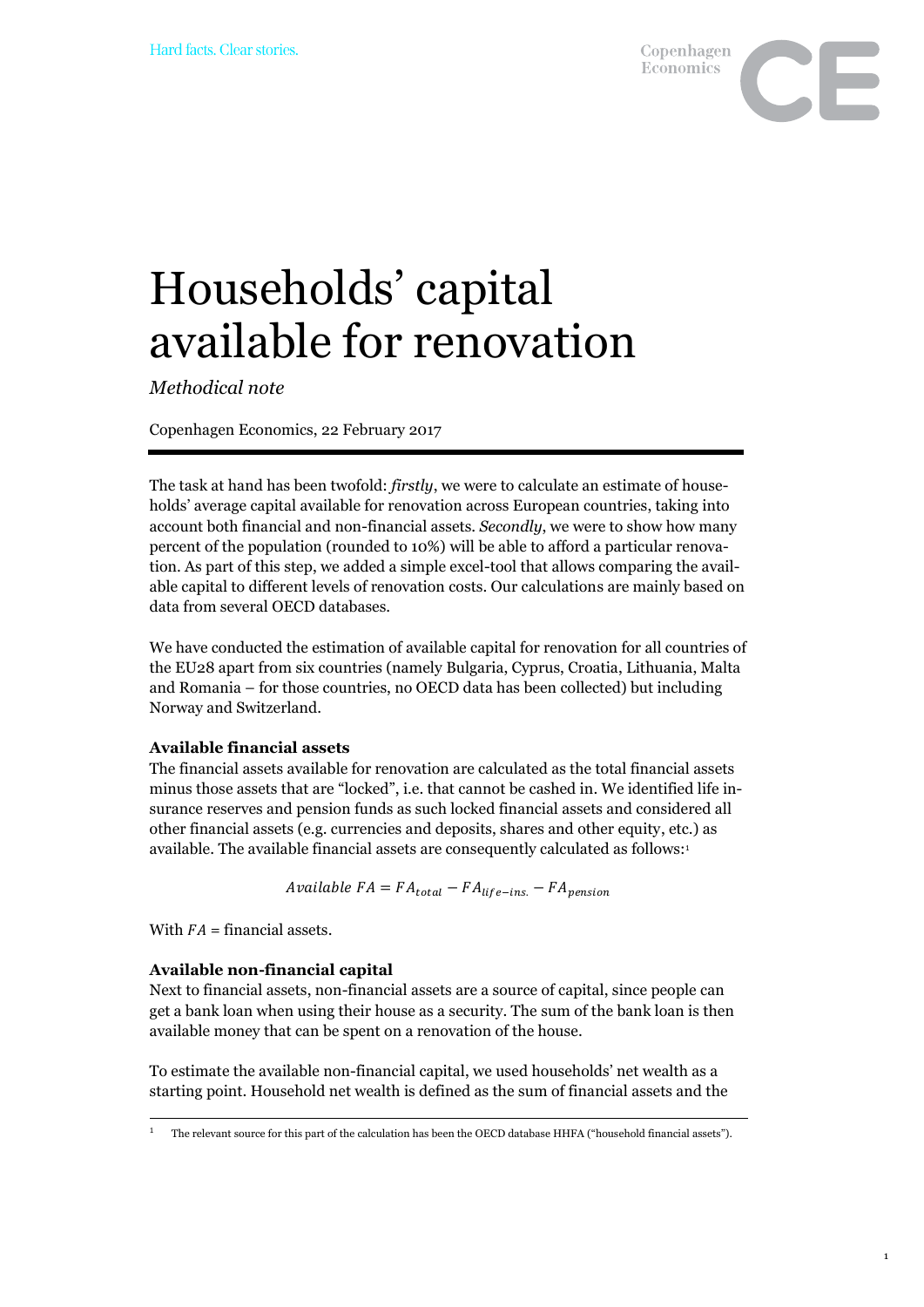Hard facts. Clear stories.

# Households' capital available for renovation

*Methodical note*

Copenhagen Economics, 22 February 2017

The task at hand has been twofold: *firstly*, we were to calculate an estimate of households' average capital available for renovation across European countries, taking into account both financial and non-financial assets. *Secondly*, we were to show how many percent of the population (rounded to 10%) will be able to afford a particular renovation. As part of this step, we added a simple excel-tool that allows comparing the available capital to different levels of renovation costs. Our calculations are mainly based on data from several OECD databases.

We have conducted the estimation of available capital for renovation for all countries of the EU28 apart from six countries (namely Bulgaria, Cyprus, Croatia, Lithuania, Malta and Romania – for those countries, no OECD data has been collected) but including Norway and Switzerland.

**Available financial assets**

The financial assets available for renovation are calculated as the total financial assets minus those assets that are "locked", i.e. that cannot be cashed in. We identified life insurance reserves and pension funds as such locked financial assets and considered all other financial assets (e.g. currencies and deposits, shares and other equity, etc.) as available. The available financial assets are consequently calculated as follows:[1]

$$Available\ FA = FA_{total} - FA_{life-ins.} - FA_{pension}$$

With $FA$ = financial assets.

**Available non-financial capital**

Next to financial assets, non-financial assets are a source of capital, since people can get a bank loan when using their house as a security. The sum of the bank loan is then available money that can be spent on a renovation of the house.

To estimate the available non-financial capital, we used households' net wealth as a starting point. Household net wealth is defined as the sum of financial assets and the

[1] The relevant source for this part of the calculation has been the OECD database HHFA ("household financial assets").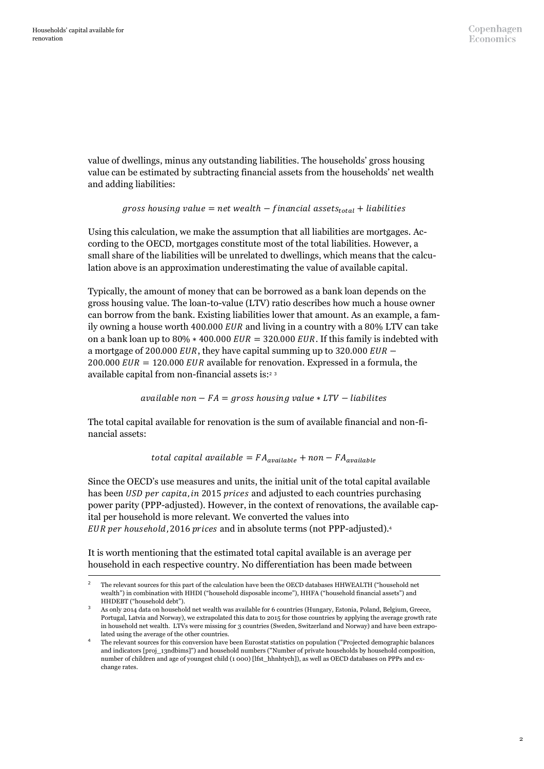value of dwellings, minus any outstanding liabilities. The households' gross housing value can be estimated by subtracting financial assets from the households' net wealth and adding liabilities:

$$gross\ housing\ value = net\ wealth - financial\ assets_{total} + liabilities$$

Using this calculation, we make the assumption that all liabilities are mortgages. According to the OECD, mortgages constitute most of the total liabilities. However, a small share of the liabilities will be unrelated to dwellings, which means that the calculation above is an approximation underestimating the value of available capital.

Typically, the amount of money that can be borrowed as a bank loan depends on the gross housing value. The loan-to-value (LTV) ratio describes how much a house owner can borrow from the bank. Existing liabilities lower that amount. As an example, a family owning a house worth 400.000 $EUR$ and living in a country with a 80% LTV can take on a bank loan up to $80\% * 400.000\ EUR = 320.000\ EUR$. If this family is indebted with a mortgage of 200.000 $EUR$, they have capital summing up to $320.000\ EUR - 200.000\ EUR = 120.000\ EUR$ available for renovation. Expressed in a formula, the available capital from non-financial assets is:[2] [3]

$$available\ non - FA = gross\ housing\ value * LTV - liabilites$$

The total capital available for renovation is the sum of available financial and non-financial assets:

$$total\ capital\ available = FA_{available} + non - FA_{available}$$

Since the OECD's use measures and units, the initial unit of the total capital available has been $USD\ per\ capita, in$ 2015 $prices$ and adjusted to each countries purchasing power parity (PPP-adjusted). However, in the context of renovations, the available capital per household is more relevant. We converted the values into $EUR\ per\ household,$ 2016 $prices$ and in absolute terms (not PPP-adjusted).[4]

It is worth mentioning that the estimated total capital available is an average per household in each respective country. No differentiation has been made between

---

[2] The relevant sources for this part of the calculation have been the OECD databases HHWEALTH ("household net wealth") in combination with HHDI ("household disposable income"), HHFA ("household financial assets") and HHDEBT ("household debt").

[3] As only 2014 data on household net wealth was available for 6 countries (Hungary, Estonia, Poland, Belgium, Greece, Portugal, Latvia and Norway), we extrapolated this data to 2015 for those countries by applying the average growth rate in household net wealth. LTVs were missing for 3 countries (Sweden, Switzerland and Norway) and have been extrapolated using the average of the other countries.

[4] The relevant sources for this conversion have been Eurostat statistics on population ("Projected demographic balances and indicators [proj_13ndbims]") and household numbers ("Number of private households by household composition, number of children and age of youngest child (1 000) [lfst_hhnhtych]), as well as OECD databases on PPPs and exchange rates.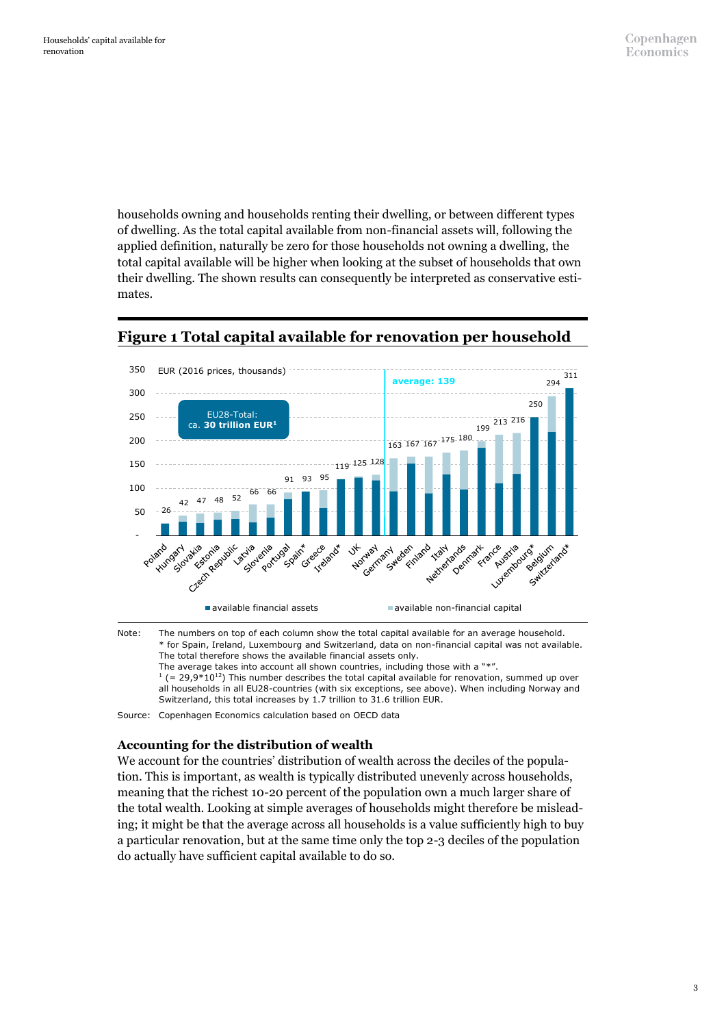households owning and households renting their dwelling, or between different types of dwelling. As the total capital available from non-financial assets will, following the applied definition, naturally be zero for those households not owning a dwelling, the total capital available will be higher when looking at the subset of households that own their dwelling. The shown results can consequently be interpreted as conservative estimates.

## Figure 1 Total capital available for renovation per household

EUR (2016 prices, thousands)

EU28-Total: ca. **30 trillion EUR**[1]

average: 139

| Country | Total |
|---|---|
| Poland | 26 |
| Hungary | 42 |
| Slovakia | 47 |
| Estonia | 48 |
| Czech Republic | 52 |
| Latvia | 66 |
| Slovenia | 66 |
| Portugal | 91 |
| Spain* | 93 |
| Greece | 95 |
| Ireland* | 119 |
| UK | 125 |
| Norway | 128 |
| Germany | 163 |
| Sweden | 167 |
| Finland | 167 |
| Italy | 175 |
| Netherlands | 180 |
| Denmark | 199 |
| France | 213 |
| Austria | 216 |
| Luxembourg* | 250 |
| Belgium | 294 |
| Switzerland* | 311 |

■ available financial assets ■ available non-financial capital

Note: The numbers on top of each column show the total capital available for an average household.
\* for Spain, Ireland, Luxembourg and Switzerland, data on non-financial capital was not available. The total therefore shows the available financial assets only.
The average takes into account all shown countries, including those with a "*".
[1] (= $29{,}9 \times 10^{12}$) This number describes the total capital available for renovation, summed up over all households in all EU28-countries (with six exceptions, see above). When including Norway and Switzerland, this total increases by 1.7 trillion to 31.6 trillion EUR.

Source: Copenhagen Economics calculation based on OECD data

### Accounting for the distribution of wealth

We account for the countries' distribution of wealth across the deciles of the population. This is important, as wealth is typically distributed unevenly across households, meaning that the richest 10-20 percent of the population own a much larger share of the total wealth. Looking at simple averages of households might therefore be misleading; it might be that the average across all households is a value sufficiently high to buy a particular renovation, but at the same time only the top 2-3 deciles of the population do actually have sufficient capital available to do so.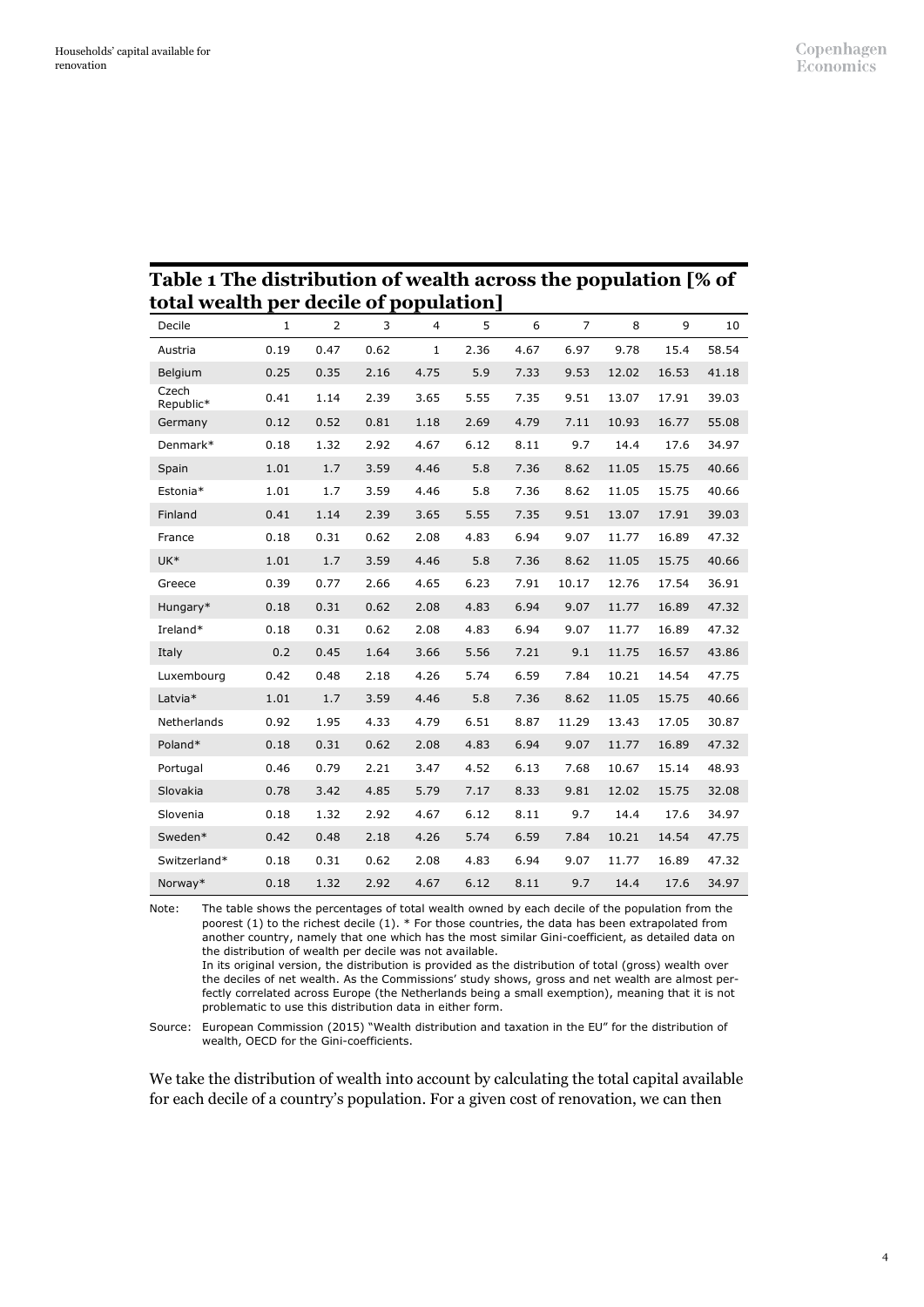## Table 1 The distribution of wealth across the population [% of total wealth per decile of population]

| Decile | 1 | 2 | 3 | 4 | 5 | 6 | 7 | 8 | 9 | 10 |
|---|---|---|---|---|---|---|---|---|---|---|
| Austria | 0.19 | 0.47 | 0.62 | 1 | 2.36 | 4.67 | 6.97 | 9.78 | 15.4 | 58.54 |
| Belgium | 0.25 | 0.35 | 2.16 | 4.75 | 5.9 | 7.33 | 9.53 | 12.02 | 16.53 | 41.18 |
| Czech Republic* | 0.41 | 1.14 | 2.39 | 3.65 | 5.55 | 7.35 | 9.51 | 13.07 | 17.91 | 39.03 |
| Germany | 0.12 | 0.52 | 0.81 | 1.18 | 2.69 | 4.79 | 7.11 | 10.93 | 16.77 | 55.08 |
| Denmark* | 0.18 | 1.32 | 2.92 | 4.67 | 6.12 | 8.11 | 9.7 | 14.4 | 17.6 | 34.97 |
| Spain | 1.01 | 1.7 | 3.59 | 4.46 | 5.8 | 7.36 | 8.62 | 11.05 | 15.75 | 40.66 |
| Estonia* | 1.01 | 1.7 | 3.59 | 4.46 | 5.8 | 7.36 | 8.62 | 11.05 | 15.75 | 40.66 |
| Finland | 0.41 | 1.14 | 2.39 | 3.65 | 5.55 | 7.35 | 9.51 | 13.07 | 17.91 | 39.03 |
| France | 0.18 | 0.31 | 0.62 | 2.08 | 4.83 | 6.94 | 9.07 | 11.77 | 16.89 | 47.32 |
| UK* | 1.01 | 1.7 | 3.59 | 4.46 | 5.8 | 7.36 | 8.62 | 11.05 | 15.75 | 40.66 |
| Greece | 0.39 | 0.77 | 2.66 | 4.65 | 6.23 | 7.91 | 10.17 | 12.76 | 17.54 | 36.91 |
| Hungary* | 0.18 | 0.31 | 0.62 | 2.08 | 4.83 | 6.94 | 9.07 | 11.77 | 16.89 | 47.32 |
| Ireland* | 0.18 | 0.31 | 0.62 | 2.08 | 4.83 | 6.94 | 9.07 | 11.77 | 16.89 | 47.32 |
| Italy | 0.2 | 0.45 | 1.64 | 3.66 | 5.56 | 7.21 | 9.1 | 11.75 | 16.57 | 43.86 |
| Luxembourg | 0.42 | 0.48 | 2.18 | 4.26 | 5.74 | 6.59 | 7.84 | 10.21 | 14.54 | 47.75 |
| Latvia* | 1.01 | 1.7 | 3.59 | 4.46 | 5.8 | 7.36 | 8.62 | 11.05 | 15.75 | 40.66 |
| Netherlands | 0.92 | 1.95 | 4.33 | 4.79 | 6.51 | 8.87 | 11.29 | 13.43 | 17.05 | 30.87 |
| Poland* | 0.18 | 0.31 | 0.62 | 2.08 | 4.83 | 6.94 | 9.07 | 11.77 | 16.89 | 47.32 |
| Portugal | 0.46 | 0.79 | 2.21 | 3.47 | 4.52 | 6.13 | 7.68 | 10.67 | 15.14 | 48.93 |
| Slovakia | 0.78 | 3.42 | 4.85 | 5.79 | 7.17 | 8.33 | 9.81 | 12.02 | 15.75 | 32.08 |
| Slovenia | 0.18 | 1.32 | 2.92 | 4.67 | 6.12 | 8.11 | 9.7 | 14.4 | 17.6 | 34.97 |
| Sweden* | 0.42 | 0.48 | 2.18 | 4.26 | 5.74 | 6.59 | 7.84 | 10.21 | 14.54 | 47.75 |
| Switzerland* | 0.18 | 0.31 | 0.62 | 2.08 | 4.83 | 6.94 | 9.07 | 11.77 | 16.89 | 47.32 |
| Norway* | 0.18 | 1.32 | 2.92 | 4.67 | 6.12 | 8.11 | 9.7 | 14.4 | 17.6 | 34.97 |

Note: The table shows the percentages of total wealth owned by each decile of the population from the poorest (1) to the richest decile (1). * For those countries, the data has been extrapolated from another country, namely that one which has the most similar Gini-coefficient, as detailed data on the distribution of wealth per decile was not available.
In its original version, the distribution is provided as the distribution of total (gross) wealth over the deciles of net wealth. As the Commissions' study shows, gross and net wealth are almost perfectly correlated across Europe (the Netherlands being a small exemption), meaning that it is not problematic to use this distribution data in either form.

Source: European Commission (2015) "Wealth distribution and taxation in the EU" for the distribution of wealth, OECD for the Gini-coefficients.

We take the distribution of wealth into account by calculating the total capital available for each decile of a country's population. For a given cost of renovation, we can then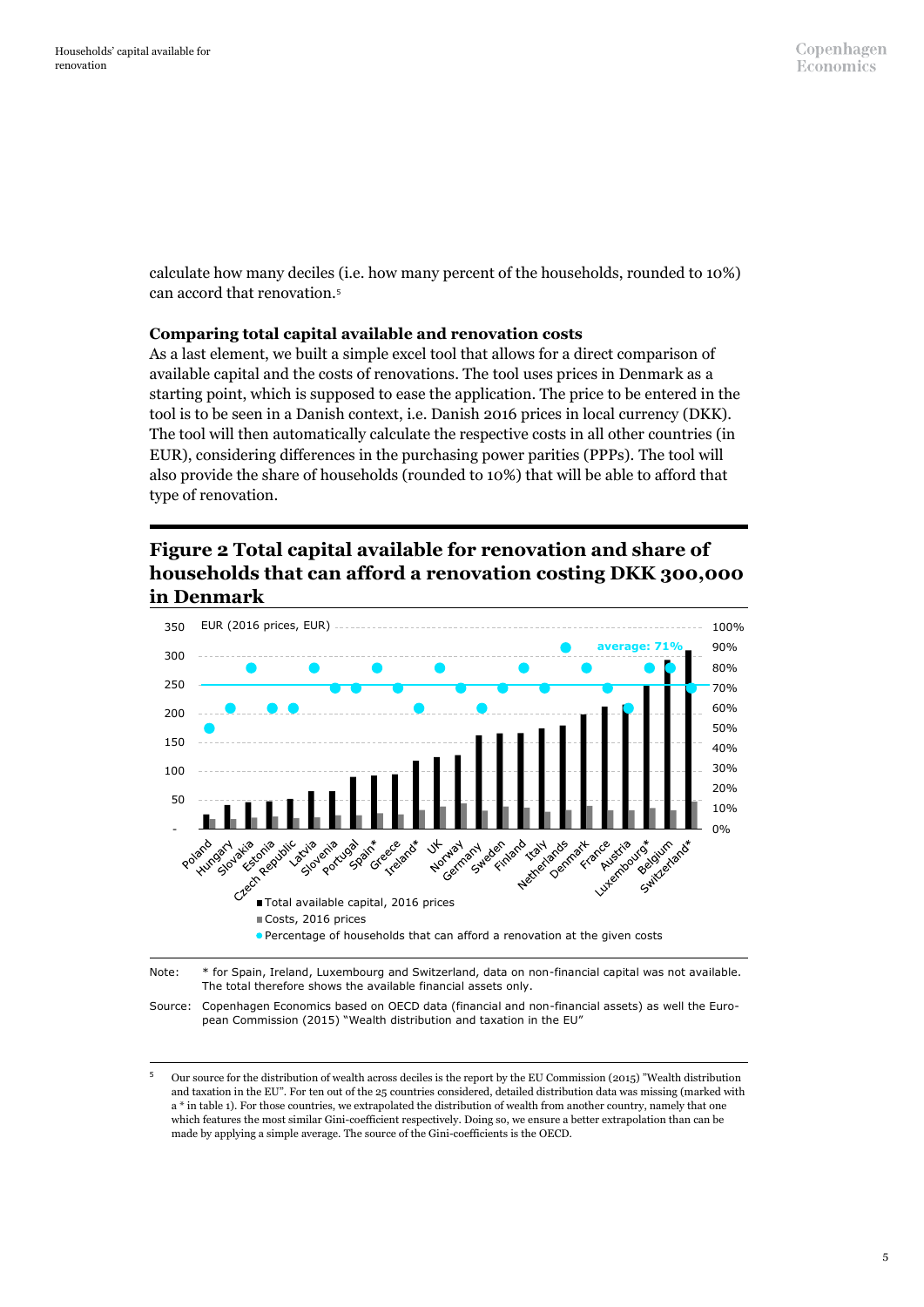calculate how many deciles (i.e. how many percent of the households, rounded to 10%) can accord that renovation.[5]

### Comparing total capital available and renovation costs

As a last element, we built a simple excel tool that allows for a direct comparison of available capital and the costs of renovations. The tool uses prices in Denmark as a starting point, which is supposed to ease the application. The price to be entered in the tool is to be seen in a Danish context, i.e. Danish 2016 prices in local currency (DKK). The tool will then automatically calculate the respective costs in all other countries (in EUR), considering differences in the purchasing power parities (PPPs). The tool will also provide the share of households (rounded to 10%) that will be able to afford that type of renovation.

## Figure 2 Total capital available for renovation and share of households that can afford a renovation costing DKK 300,000 in Denmark

EUR (2016 prices, EUR)

350
300
250
200
150
100
50
-

100%
90%
80%
70%
60%
50%
40%
30%
20%
10%
0%

average: 71%

Poland, Hungary, Slovakia, Estonia, Czech Republic, Latvia, Slovenia, Portugal, Spain*, Greece, Ireland*, UK, Norway, Germany, Sweden, Finland, Italy, Netherlands, Denmark, France, Austria, Luxembourg*, Belgium, Switzerland*

Total available capital, 2016 prices
Costs, 2016 prices
Percentage of households that can afford a renovation at the given costs

Note: * for Spain, Ireland, Luxembourg and Switzerland, data on non-financial capital was not available. The total therefore shows the available financial assets only.

Source: Copenhagen Economics based on OECD data (financial and non-financial assets) as well the European Commission (2015) "Wealth distribution and taxation in the EU"

[5] Our source for the distribution of wealth across deciles is the report by the EU Commission (2015) "Wealth distribution and taxation in the EU". For ten out of the 25 countries considered, detailed distribution data was missing (marked with a * in table 1). For those countries, we extrapolated the distribution of wealth from another country, namely that one which features the most similar Gini-coefficient respectively. Doing so, we ensure a better extrapolation than can be made by applying a simple average. The source of the Gini-coefficients is the OECD.